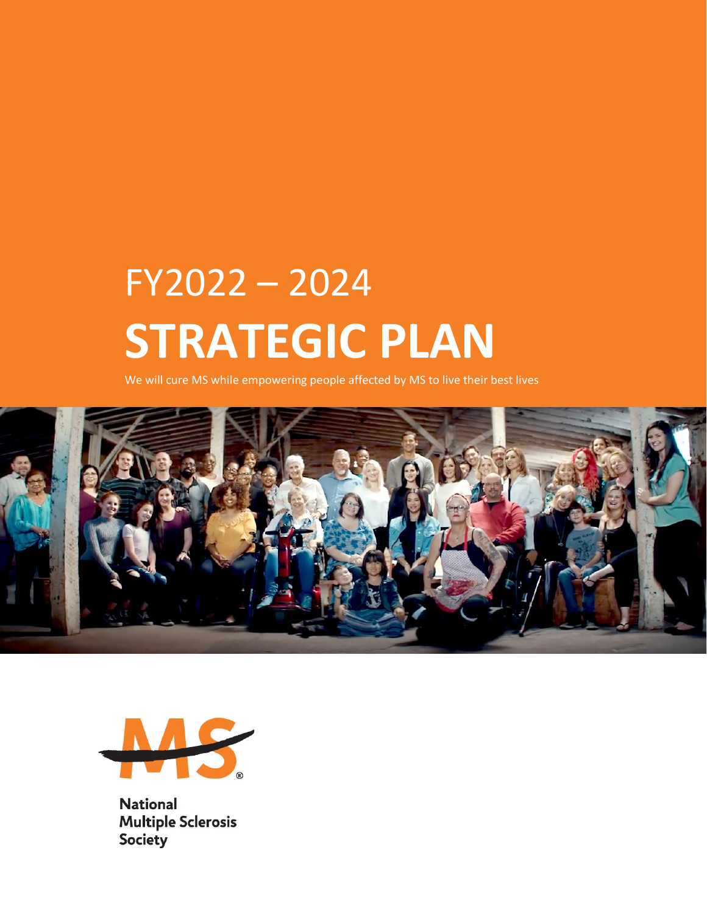FY2022 – 2024

# STRATEGIC PLAN

We will cure MS while empowering people affected by MS to live their best lives

National Multiple Sclerosis Society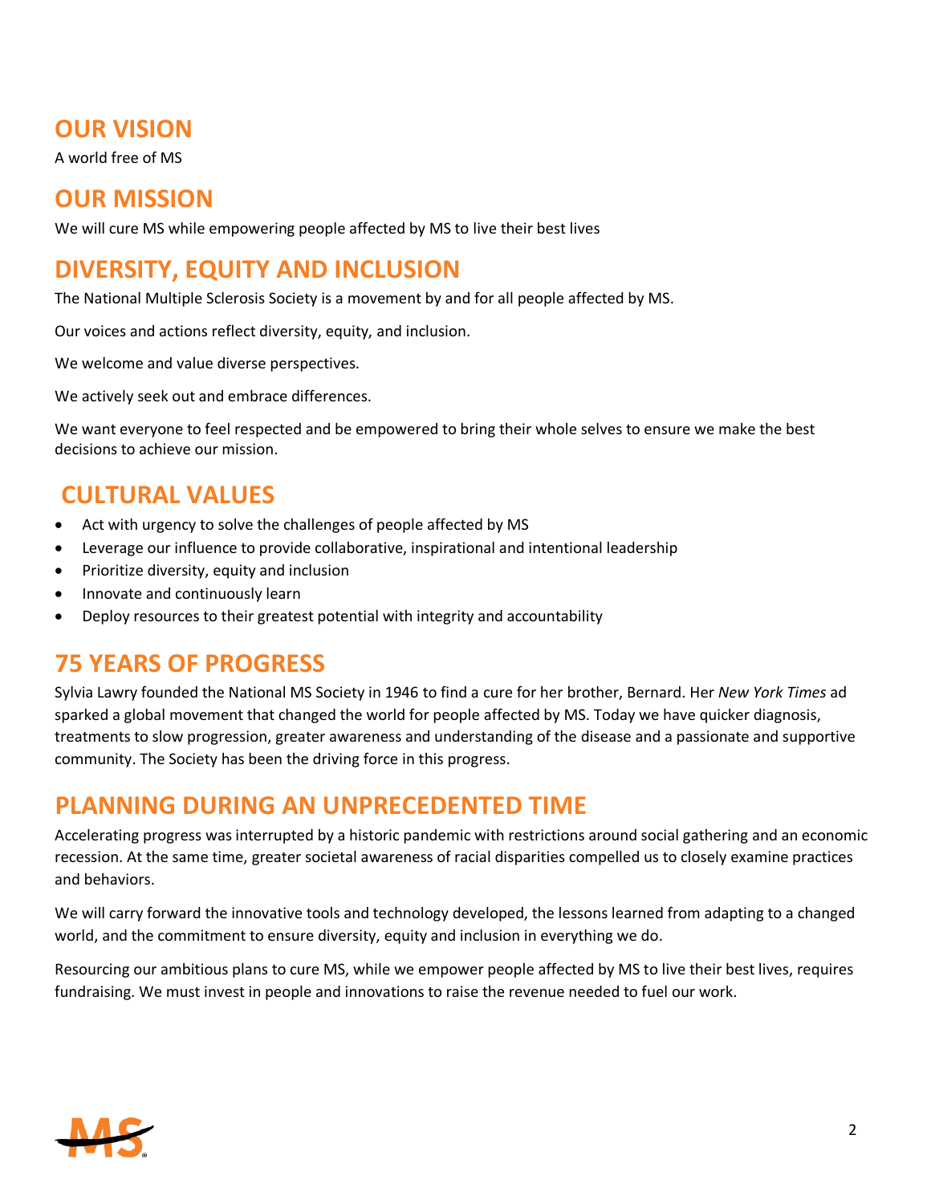## OUR VISION

A world free of MS

## OUR MISSION

We will cure MS while empowering people affected by MS to live their best lives

## DIVERSITY, EQUITY AND INCLUSION

The National Multiple Sclerosis Society is a movement by and for all people affected by MS.

Our voices and actions reflect diversity, equity, and inclusion.

We welcome and value diverse perspectives.

We actively seek out and embrace differences.

We want everyone to feel respected and be empowered to bring their whole selves to ensure we make the best decisions to achieve our mission.

## CULTURAL VALUES

- Act with urgency to solve the challenges of people affected by MS
- Leverage our influence to provide collaborative, inspirational and intentional leadership
- Prioritize diversity, equity and inclusion
- Innovate and continuously learn
- Deploy resources to their greatest potential with integrity and accountability

## 75 YEARS OF PROGRESS

Sylvia Lawry founded the National MS Society in 1946 to find a cure for her brother, Bernard. Her *New York Times* ad sparked a global movement that changed the world for people affected by MS. Today we have quicker diagnosis, treatments to slow progression, greater awareness and understanding of the disease and a passionate and supportive community. The Society has been the driving force in this progress.

## PLANNING DURING AN UNPRECEDENTED TIME

Accelerating progress was interrupted by a historic pandemic with restrictions around social gathering and an economic recession. At the same time, greater societal awareness of racial disparities compelled us to closely examine practices and behaviors.

We will carry forward the innovative tools and technology developed, the lessons learned from adapting to a changed world, and the commitment to ensure diversity, equity and inclusion in everything we do.

Resourcing our ambitious plans to cure MS, while we empower people affected by MS to live their best lives, requires fundraising. We must invest in people and innovations to raise the revenue needed to fuel our work.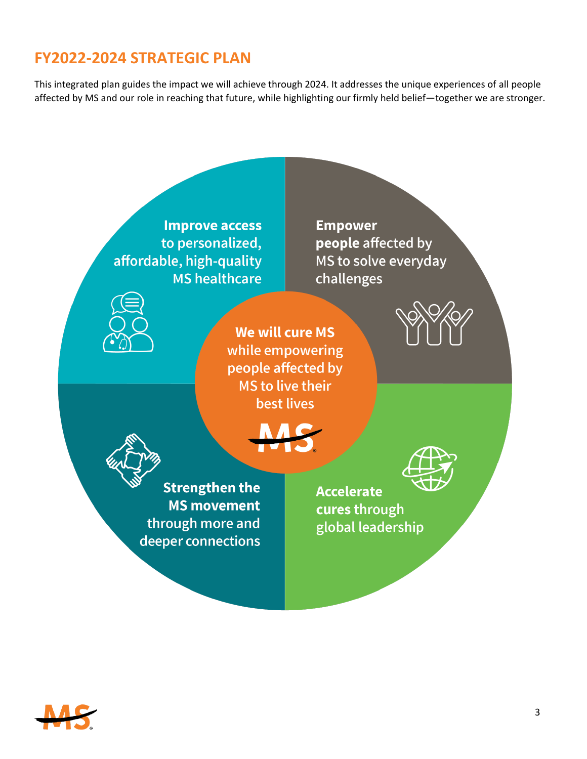## FY2022-2024 STRATEGIC PLAN

This integrated plan guides the impact we will achieve through 2024. It addresses the unique experiences of all people affected by MS and our role in reaching that future, while highlighting our firmly held belief—together we are stronger.

**We will cure MS** while empowering people affected by MS to live their best lives

**Improve access** to personalized, affordable, high-quality MS healthcare

**Empower people** affected by MS to solve everyday challenges

**Strengthen the MS movement** through more and deeper connections

**Accelerate cures** through global leadership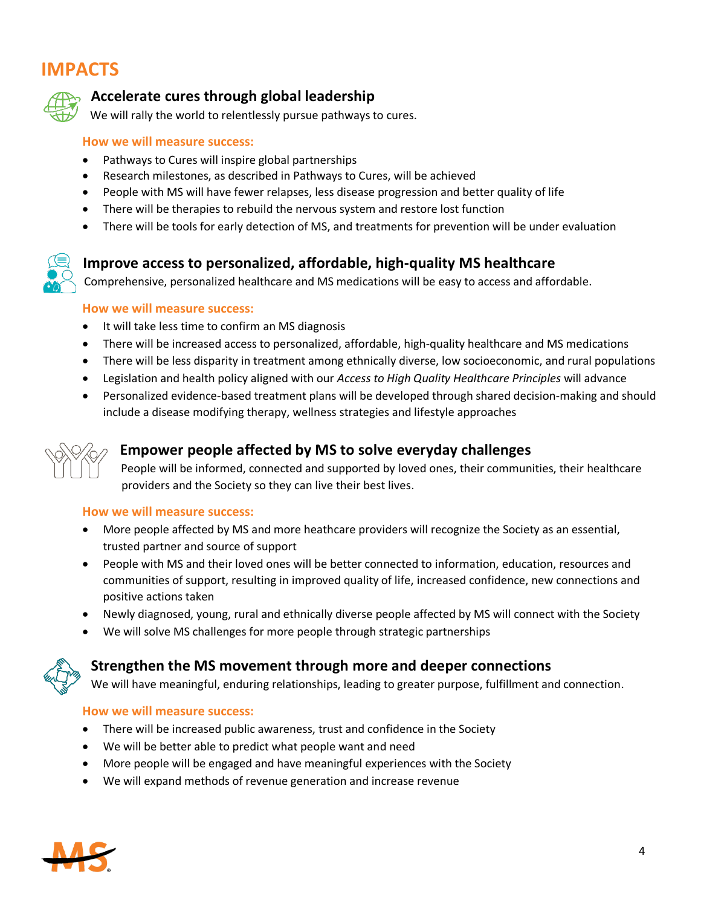# IMPACTS

## Accelerate cures through global leadership

We will rally the world to relentlessly pursue pathways to cures.

### How we will measure success:

- Pathways to Cures will inspire global partnerships
- Research milestones, as described in Pathways to Cures, will be achieved
- People with MS will have fewer relapses, less disease progression and better quality of life
- There will be therapies to rebuild the nervous system and restore lost function
- There will be tools for early detection of MS, and treatments for prevention will be under evaluation

## Improve access to personalized, affordable, high-quality MS healthcare

Comprehensive, personalized healthcare and MS medications will be easy to access and affordable.

### How we will measure success:

- It will take less time to confirm an MS diagnosis
- There will be increased access to personalized, affordable, high-quality healthcare and MS medications
- There will be less disparity in treatment among ethnically diverse, low socioeconomic, and rural populations
- Legislation and health policy aligned with our *Access to High Quality Healthcare Principles* will advance
- Personalized evidence-based treatment plans will be developed through shared decision-making and should include a disease modifying therapy, wellness strategies and lifestyle approaches

## Empower people affected by MS to solve everyday challenges

People will be informed, connected and supported by loved ones, their communities, their healthcare providers and the Society so they can live their best lives.

### How we will measure success:

- More people affected by MS and more heathcare providers will recognize the Society as an essential, trusted partner and source of support
- People with MS and their loved ones will be better connected to information, education, resources and communities of support, resulting in improved quality of life, increased confidence, new connections and positive actions taken
- Newly diagnosed, young, rural and ethnically diverse people affected by MS will connect with the Society
- We will solve MS challenges for more people through strategic partnerships

## Strengthen the MS movement through more and deeper connections

We will have meaningful, enduring relationships, leading to greater purpose, fulfillment and connection.

### How we will measure success:

- There will be increased public awareness, trust and confidence in the Society
- We will be better able to predict what people want and need
- More people will be engaged and have meaningful experiences with the Society
- We will expand methods of revenue generation and increase revenue